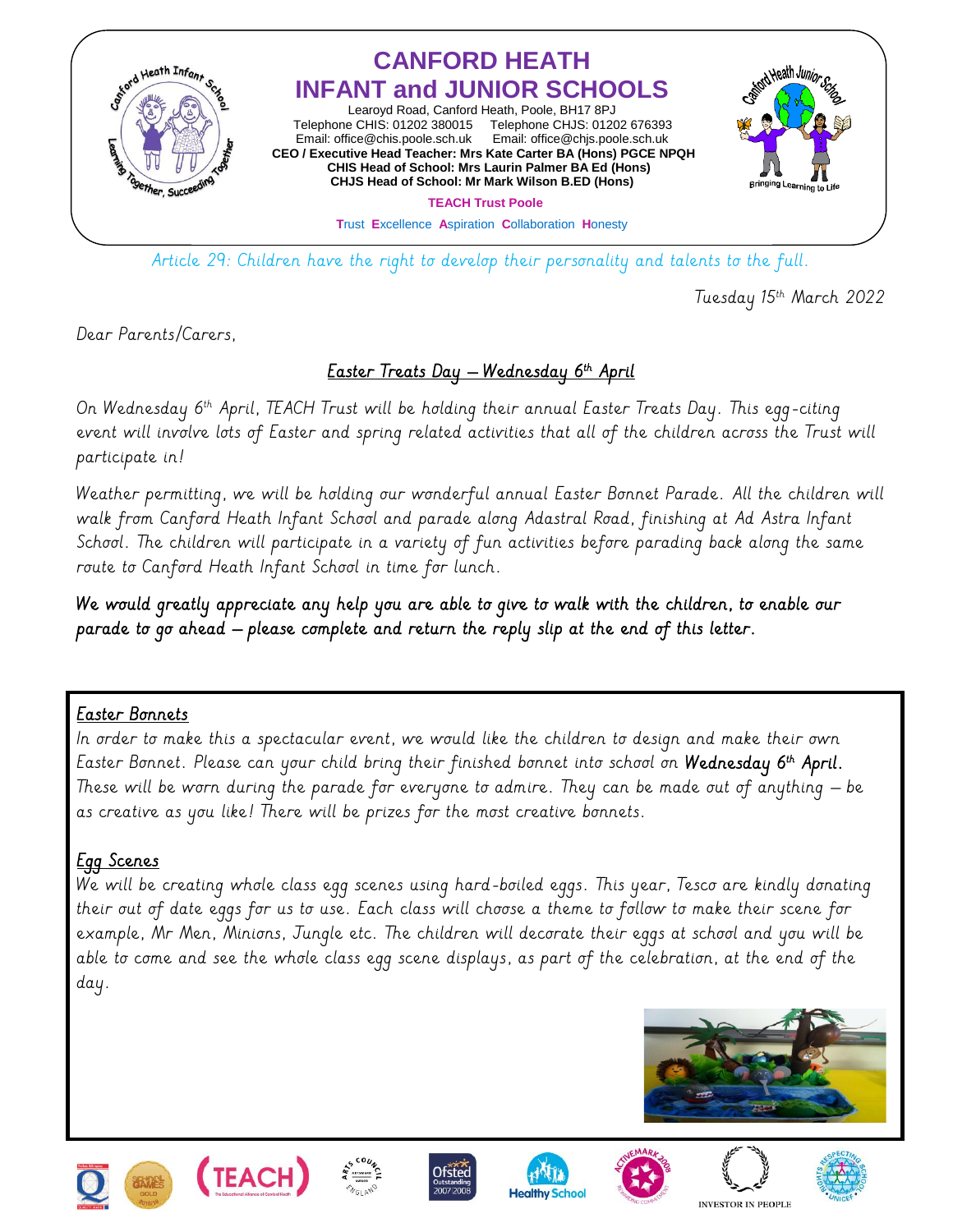# CANFORD HEATH INFANT and JUNIOR SCHOOLS

Learoyd Road, Canford Heath, Poole, BH17 8PJ
Telephone CHIS: 01202 380015 Telephone CHJS: 01202 676393
Email: office@chis.poole.sch.uk Email: office@chjs.poole.sch.uk
**CEO / Executive Head Teacher: Mrs Kate Carter BA (Hons) PGCE NPQH**
**CHIS Head of School: Mrs Laurin Palmer BA Ed (Hons)**
**CHJS Head of School: Mr Mark Wilson B.ED (Hons)**

**TEACH Trust Poole**

Trust Excellence Aspiration Collaboration Honesty

*Article 29: Children have the right to develop their personality and talents to the full.*

Tuesday 15th March 2022

Dear Parents/Carers,

## Easter Treats Day – Wednesday 6th April

On Wednesday 6th April, TEACH Trust will be holding their annual Easter Treats Day. This egg-citing event will involve lots of Easter and spring related activities that all of the children across the Trust will participate in!

Weather permitting, we will be holding our wonderful annual Easter Bonnet Parade. All the children will walk from Canford Heath Infant School and parade along Adastral Road, finishing at Ad Astra Infant School. The children will participate in a variety of fun activities before parading back along the same route to Canford Heath Infant School in time for lunch.

**We would greatly appreciate any help you are able to give to walk with the children, to enable our parade to go ahead – please complete and return the reply slip at the end of this letter.**

### Easter Bonnets

In order to make this a spectacular event, we would like the children to design and make their own Easter Bonnet. Please can your child bring their finished bonnet into school on **Wednesday 6th April.** These will be worn during the parade for everyone to admire. They can be made out of anything – be as creative as you like! There will be prizes for the most creative bonnets.

### Egg Scenes

We will be creating whole class egg scenes using hard-boiled eggs. This year, Tesco are kindly donating their out of date eggs for us to use. Each class will choose a theme to follow to make their scene for example, Mr Men, Minions, Jungle etc. The children will decorate their eggs at school and you will be able to come and see the whole class egg scene displays, as part of the celebration, at the end of the day.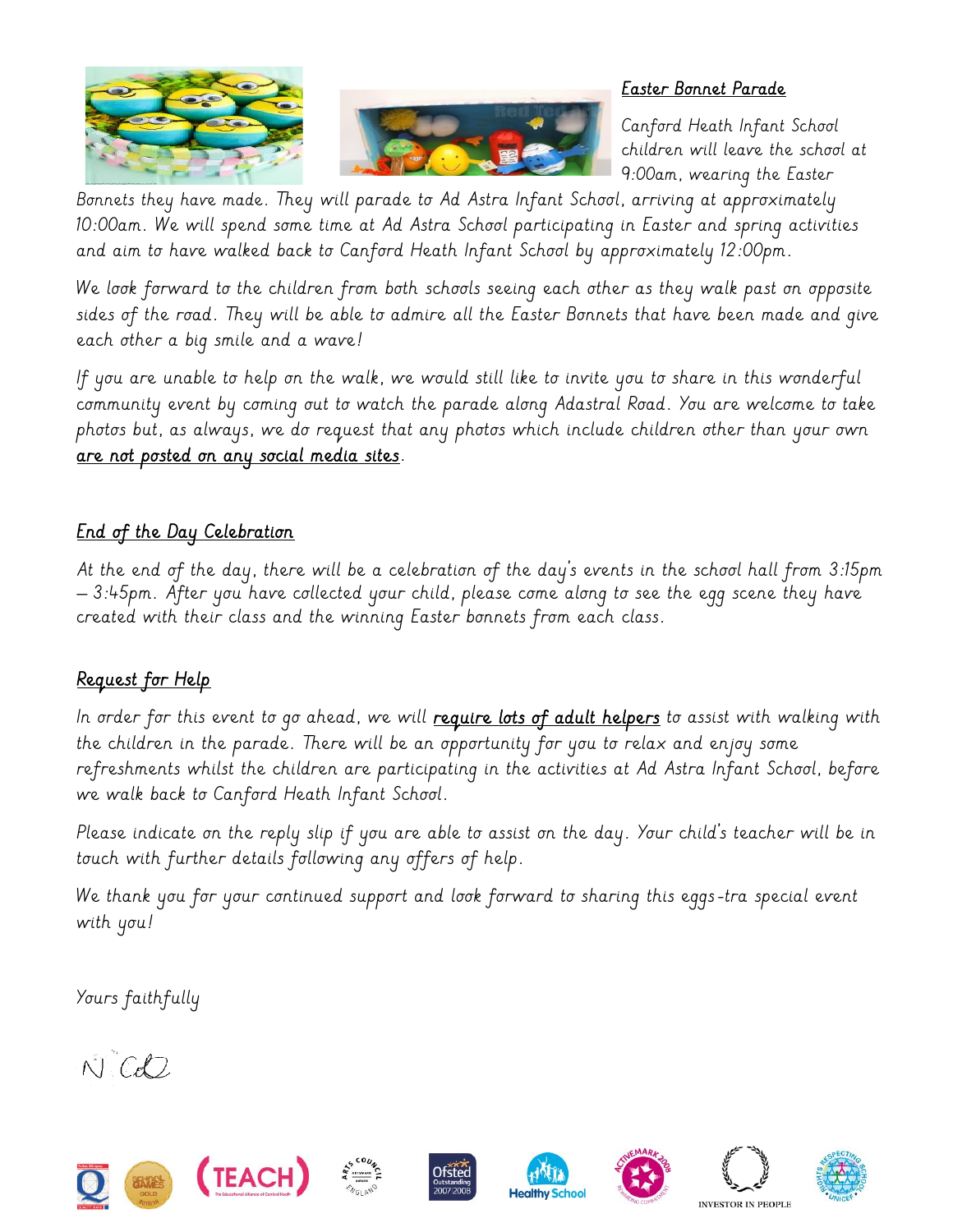## Easter Bonnet Parade

Canford Heath Infant School children will leave the school at 9:00am, wearing the Easter Bonnets they have made. They will parade to Ad Astra Infant School, arriving at approximately 10:00am. We will spend some time at Ad Astra School participating in Easter and spring activities and aim to have walked back to Canford Heath Infant School by approximately 12:00pm.

We look forward to the children from both schools seeing each other as they walk past on opposite sides of the road. They will be able to admire all the Easter Bonnets that have been made and give each other a big smile and a wave!

If you are unable to help on the walk, we would still like to invite you to share in this wonderful community event by coming out to watch the parade along Adastral Road. You are welcome to take photos but, as always, we do request that any photos which include children other than your own **are not posted on any social media sites**.

## End of the Day Celebration

At the end of the day, there will be a celebration of the day's events in the school hall from 3:15pm – 3:45pm. After you have collected your child, please come along to see the egg scene they have created with their class and the winning Easter bonnets from each class.

## Request for Help

In order for this event to go ahead, we will **require lots of adult helpers** to assist with walking with the children in the parade. There will be an opportunity for you to relax and enjoy some refreshments whilst the children are participating in the activities at Ad Astra Infant School, before we walk back to Canford Heath Infant School.

Please indicate on the reply slip if you are able to assist on the day. Your child's teacher will be in touch with further details following any offers of help.

We thank you for your continued support and look forward to sharing this eggs-tra special event with you!

Yours faithfully

N Cd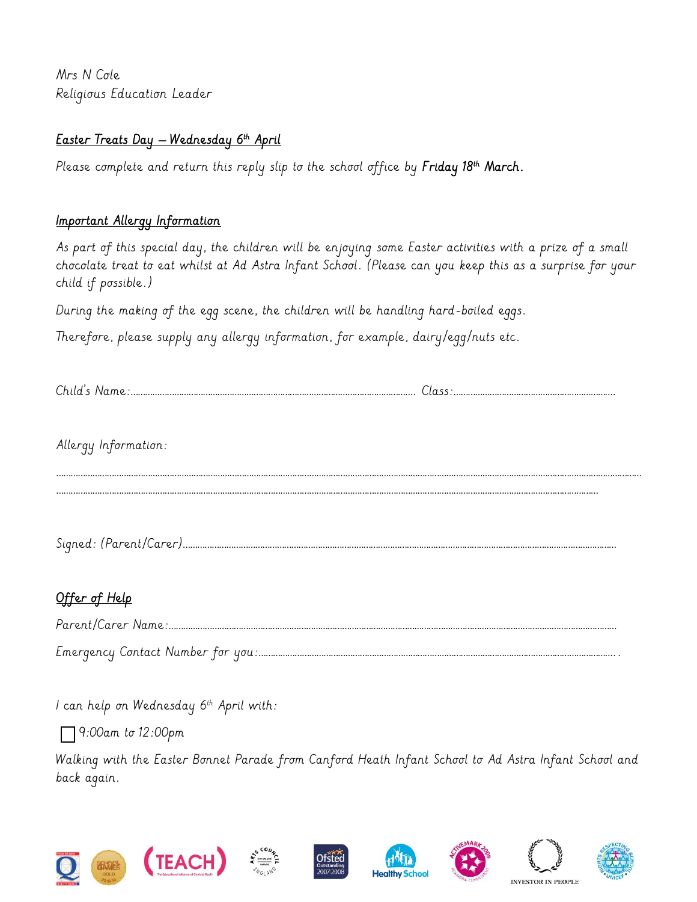Mrs N Cole
Religious Education Leader

## Easter Treats Day – Wednesday 6th April

Please complete and return this reply slip to the school office by **Friday 18th March.**

## Important Allergy Information

As part of this special day, the children will be enjoying some Easter activities with a prize of a small chocolate treat to eat whilst at Ad Astra Infant School. (Please can you keep this as a surprise for your child if possible.)

During the making of the egg scene, the children will be handling hard-boiled eggs.

Therefore, please supply any allergy information, for example, dairy/egg/nuts etc.

Child's Name:........................................................................................................ Class:...................................................................

Allergy Information:

..........................................................................................................................................................................................................................

..........................................................................................................................................................................................................

Signed: (Parent/Carer).................................................................................................................................................................

## Offer of Help

Parent/Carer Name:.......................................................................................................................................................................

Emergency Contact Number for you:..............................................................................................................................................

I can help on Wednesday 6th April with:

☐ 9:00am to 12:00pm

Walking with the Easter Bonnet Parade from Canford Heath Infant School to Ad Astra Infant School and back again.